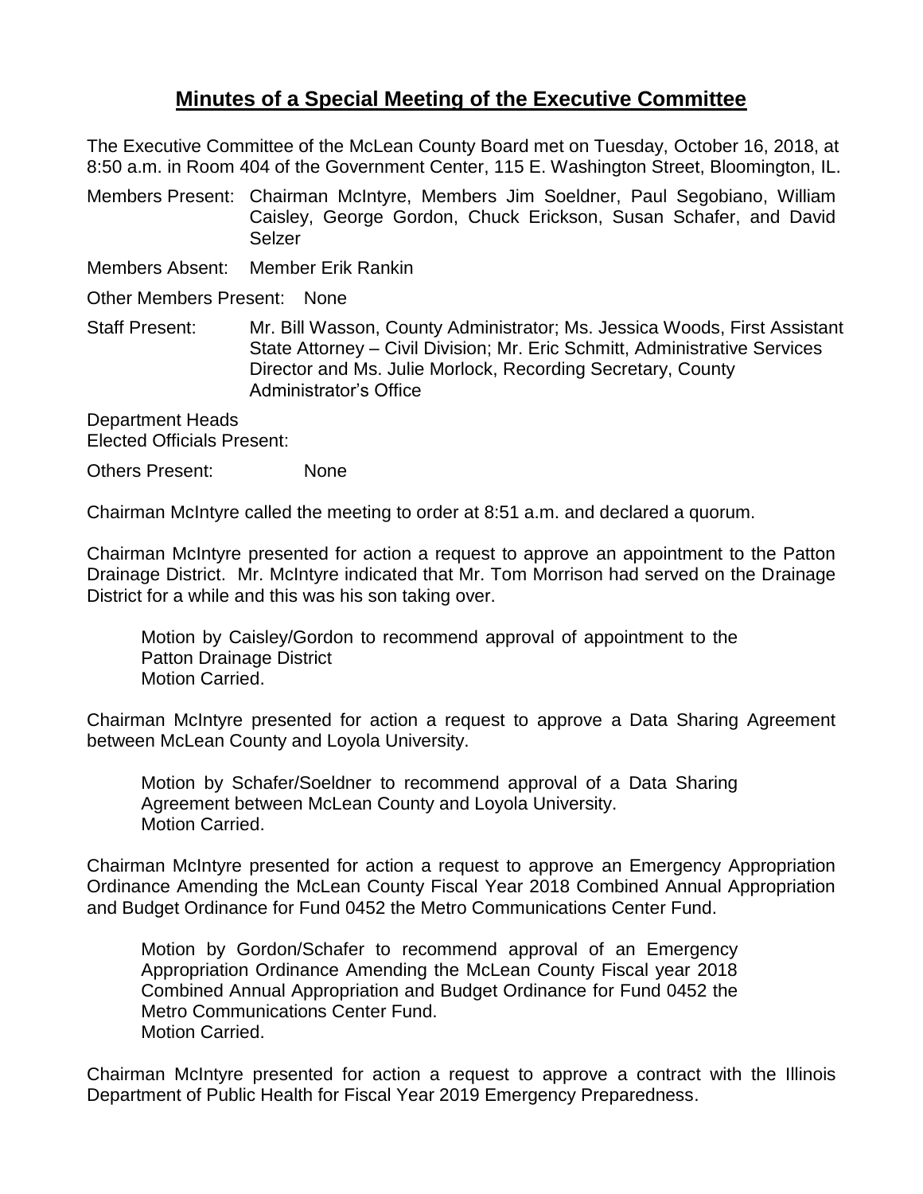# Minutes of a Special Meeting of the Executive Committee

The Executive Committee of the McLean County Board met on Tuesday, October 16, 2018, at 8:50 a.m. in Room 404 of the Government Center, 115 E. Washington Street, Bloomington, IL.

Members Present: Chairman McIntyre, Members Jim Soeldner, Paul Segobiano, William Caisley, George Gordon, Chuck Erickson, Susan Schafer, and David Selzer

Members Absent: Member Erik Rankin

Other Members Present: None

Staff Present: Mr. Bill Wasson, County Administrator; Ms. Jessica Woods, First Assistant State Attorney – Civil Division; Mr. Eric Schmitt, Administrative Services Director and Ms. Julie Morlock, Recording Secretary, County Administrator's Office

Department Heads
Elected Officials Present:

Others Present: None

Chairman McIntyre called the meeting to order at 8:51 a.m. and declared a quorum.

Chairman McIntyre presented for action a request to approve an appointment to the Patton Drainage District. Mr. McIntyre indicated that Mr. Tom Morrison had served on the Drainage District for a while and this was his son taking over.

> Motion by Caisley/Gordon to recommend approval of appointment to the Patton Drainage District
> Motion Carried.

Chairman McIntyre presented for action a request to approve a Data Sharing Agreement between McLean County and Loyola University.

> Motion by Schafer/Soeldner to recommend approval of a Data Sharing Agreement between McLean County and Loyola University.
> Motion Carried.

Chairman McIntyre presented for action a request to approve an Emergency Appropriation Ordinance Amending the McLean County Fiscal Year 2018 Combined Annual Appropriation and Budget Ordinance for Fund 0452 the Metro Communications Center Fund.

> Motion by Gordon/Schafer to recommend approval of an Emergency Appropriation Ordinance Amending the McLean County Fiscal year 2018 Combined Annual Appropriation and Budget Ordinance for Fund 0452 the Metro Communications Center Fund.
> Motion Carried.

Chairman McIntyre presented for action a request to approve a contract with the Illinois Department of Public Health for Fiscal Year 2019 Emergency Preparedness.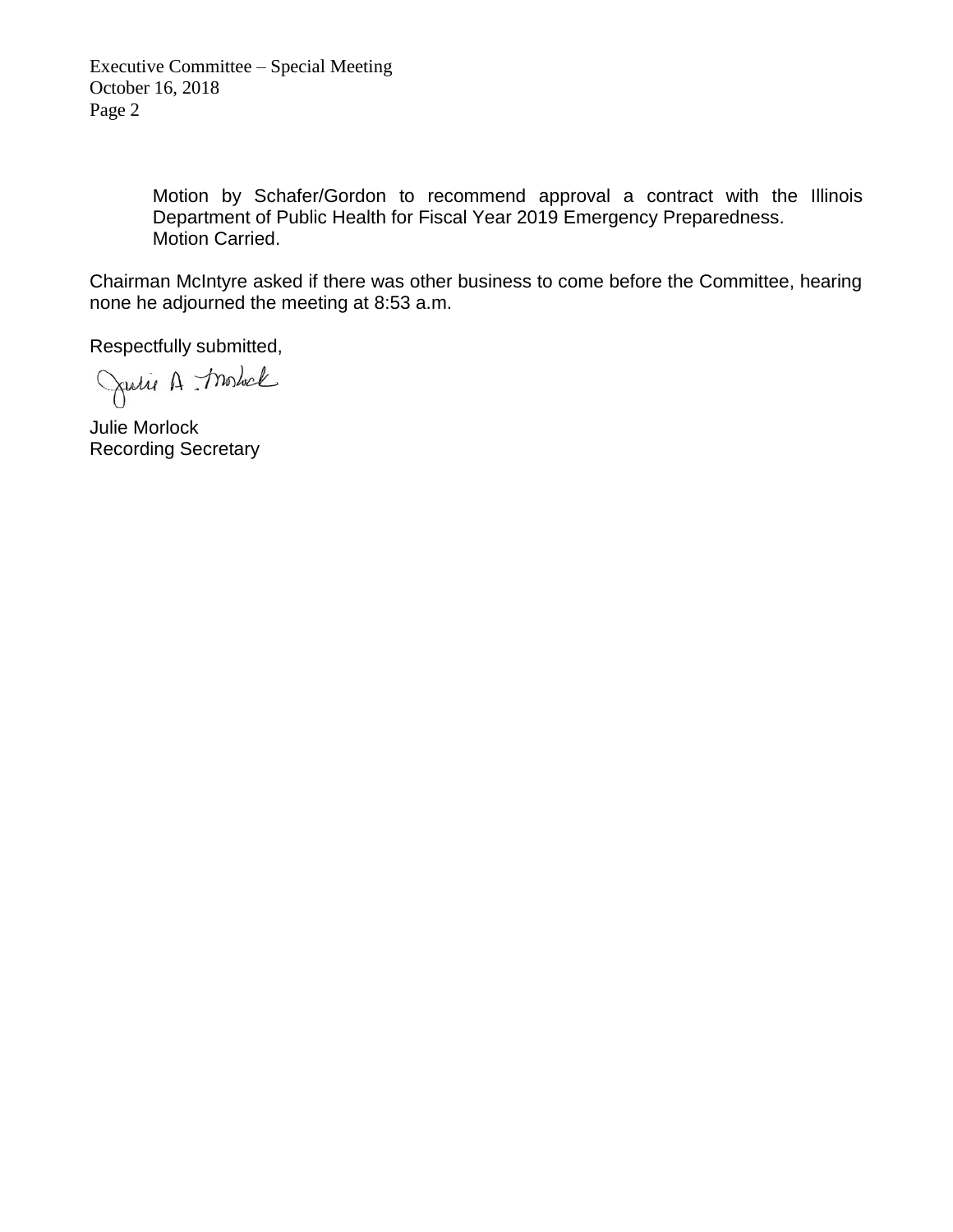Motion by Schafer/Gordon to recommend approval a contract with the Illinois Department of Public Health for Fiscal Year 2019 Emergency Preparedness.
Motion Carried.

Chairman McIntyre asked if there was other business to come before the Committee, hearing none he adjourned the meeting at 8:53 a.m.

Respectfully submitted,

Julie A. Morlock

Julie Morlock
Recording Secretary